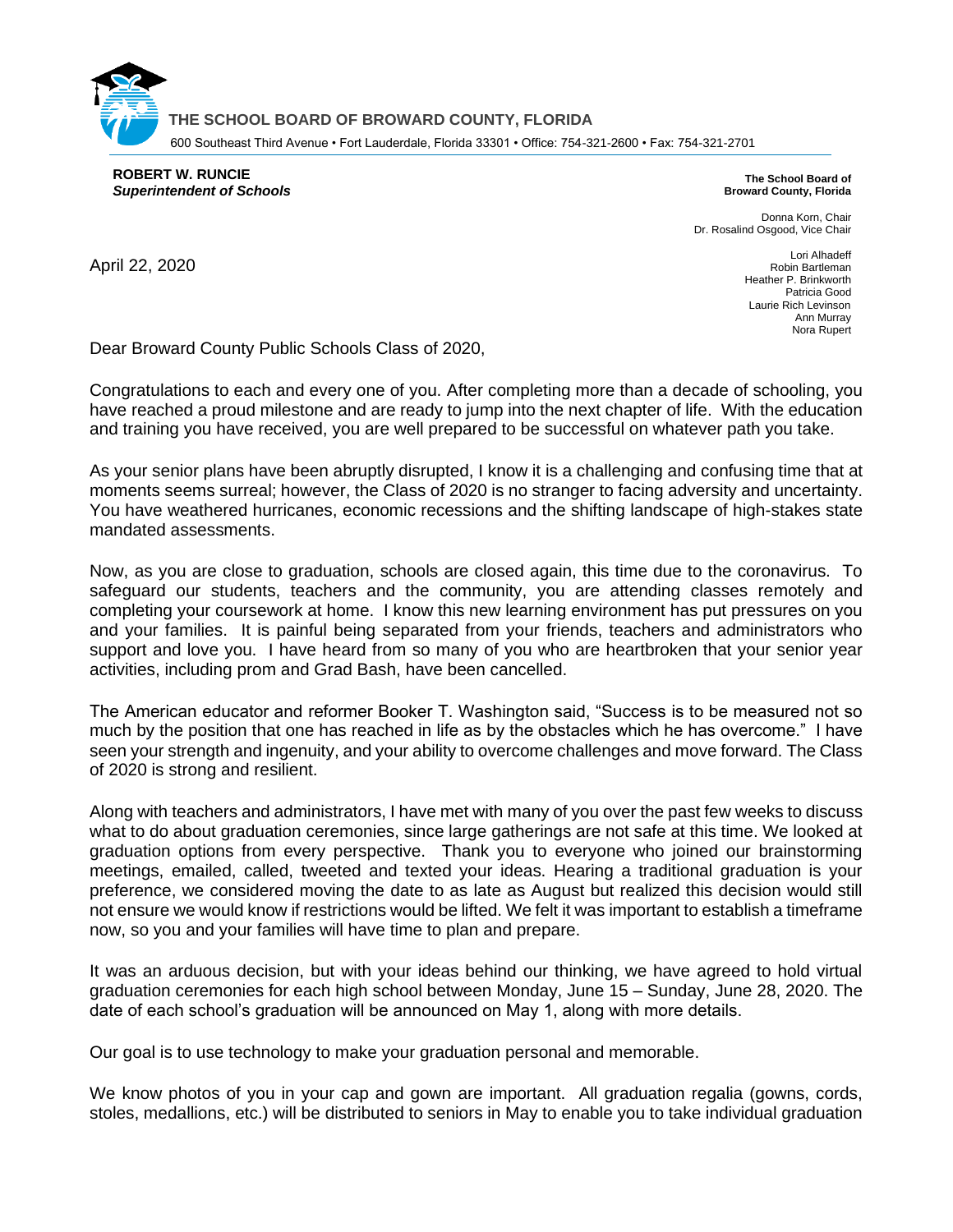**THE SCHOOL BOARD OF BROWARD COUNTY, FLORIDA**

600 Southeast Third Avenue • Fort Lauderdale, Florida 33301 • Office: 754-321-2600 • Fax: 754-321-2701

**ROBERT W. RUNCIE**
***Superintendent of Schools***

**The School Board of Broward County, Florida**

Donna Korn, Chair
Dr. Rosalind Osgood, Vice Chair

Lori Alhadeff
Robin Bartleman
Heather P. Brinkworth
Patricia Good
Laurie Rich Levinson
Ann Murray
Nora Rupert

April 22, 2020

Dear Broward County Public Schools Class of 2020,

Congratulations to each and every one of you. After completing more than a decade of schooling, you have reached a proud milestone and are ready to jump into the next chapter of life. With the education and training you have received, you are well prepared to be successful on whatever path you take.

As your senior plans have been abruptly disrupted, I know it is a challenging and confusing time that at moments seems surreal; however, the Class of 2020 is no stranger to facing adversity and uncertainty. You have weathered hurricanes, economic recessions and the shifting landscape of high-stakes state mandated assessments.

Now, as you are close to graduation, schools are closed again, this time due to the coronavirus. To safeguard our students, teachers and the community, you are attending classes remotely and completing your coursework at home. I know this new learning environment has put pressures on you and your families. It is painful being separated from your friends, teachers and administrators who support and love you. I have heard from so many of you who are heartbroken that your senior year activities, including prom and Grad Bash, have been cancelled.

The American educator and reformer Booker T. Washington said, "Success is to be measured not so much by the position that one has reached in life as by the obstacles which he has overcome." I have seen your strength and ingenuity, and your ability to overcome challenges and move forward. The Class of 2020 is strong and resilient.

Along with teachers and administrators, I have met with many of you over the past few weeks to discuss what to do about graduation ceremonies, since large gatherings are not safe at this time. We looked at graduation options from every perspective. Thank you to everyone who joined our brainstorming meetings, emailed, called, tweeted and texted your ideas. Hearing a traditional graduation is your preference, we considered moving the date to as late as August but realized this decision would still not ensure we would know if restrictions would be lifted. We felt it was important to establish a timeframe now, so you and your families will have time to plan and prepare.

It was an arduous decision, but with your ideas behind our thinking, we have agreed to hold virtual graduation ceremonies for each high school between Monday, June 15 – Sunday, June 28, 2020. The date of each school's graduation will be announced on May 1, along with more details.

Our goal is to use technology to make your graduation personal and memorable.

We know photos of you in your cap and gown are important. All graduation regalia (gowns, cords, stoles, medallions, etc.) will be distributed to seniors in May to enable you to take individual graduation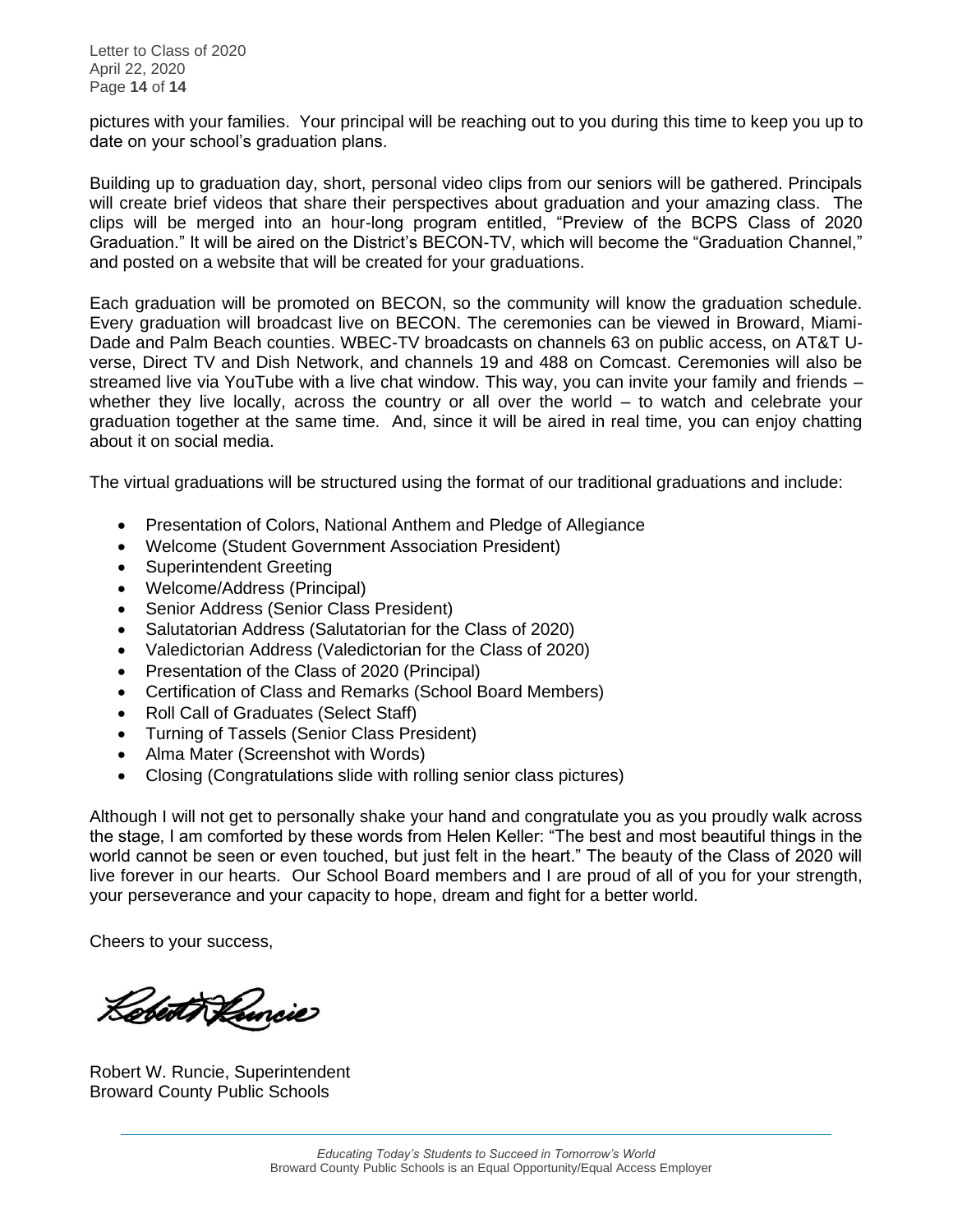pictures with your families. Your principal will be reaching out to you during this time to keep you up to date on your school's graduation plans.

Building up to graduation day, short, personal video clips from our seniors will be gathered. Principals will create brief videos that share their perspectives about graduation and your amazing class. The clips will be merged into an hour-long program entitled, "Preview of the BCPS Class of 2020 Graduation." It will be aired on the District's BECON-TV, which will become the "Graduation Channel," and posted on a website that will be created for your graduations.

Each graduation will be promoted on BECON, so the community will know the graduation schedule. Every graduation will broadcast live on BECON. The ceremonies can be viewed in Broward, Miami-Dade and Palm Beach counties. WBEC-TV broadcasts on channels 63 on public access, on AT&T U-verse, Direct TV and Dish Network, and channels 19 and 488 on Comcast. Ceremonies will also be streamed live via YouTube with a live chat window. This way, you can invite your family and friends – whether they live locally, across the country or all over the world – to watch and celebrate your graduation together at the same time. And, since it will be aired in real time, you can enjoy chatting about it on social media.

The virtual graduations will be structured using the format of our traditional graduations and include:

- Presentation of Colors, National Anthem and Pledge of Allegiance
- Welcome (Student Government Association President)
- Superintendent Greeting
- Welcome/Address (Principal)
- Senior Address (Senior Class President)
- Salutatorian Address (Salutatorian for the Class of 2020)
- Valedictorian Address (Valedictorian for the Class of 2020)
- Presentation of the Class of 2020 (Principal)
- Certification of Class and Remarks (School Board Members)
- Roll Call of Graduates (Select Staff)
- Turning of Tassels (Senior Class President)
- Alma Mater (Screenshot with Words)
- Closing (Congratulations slide with rolling senior class pictures)

Although I will not get to personally shake your hand and congratulate you as you proudly walk across the stage, I am comforted by these words from Helen Keller: "The best and most beautiful things in the world cannot be seen or even touched, but just felt in the heart." The beauty of the Class of 2020 will live forever in our hearts. Our School Board members and I are proud of all of you for your strength, your perseverance and your capacity to hope, dream and fight for a better world.

Cheers to your success,

Robert W. Runcie, Superintendent
Broward County Public Schools

*Educating Today's Students to Succeed in Tomorrow's World*
Broward County Public Schools is an Equal Opportunity/Equal Access Employer